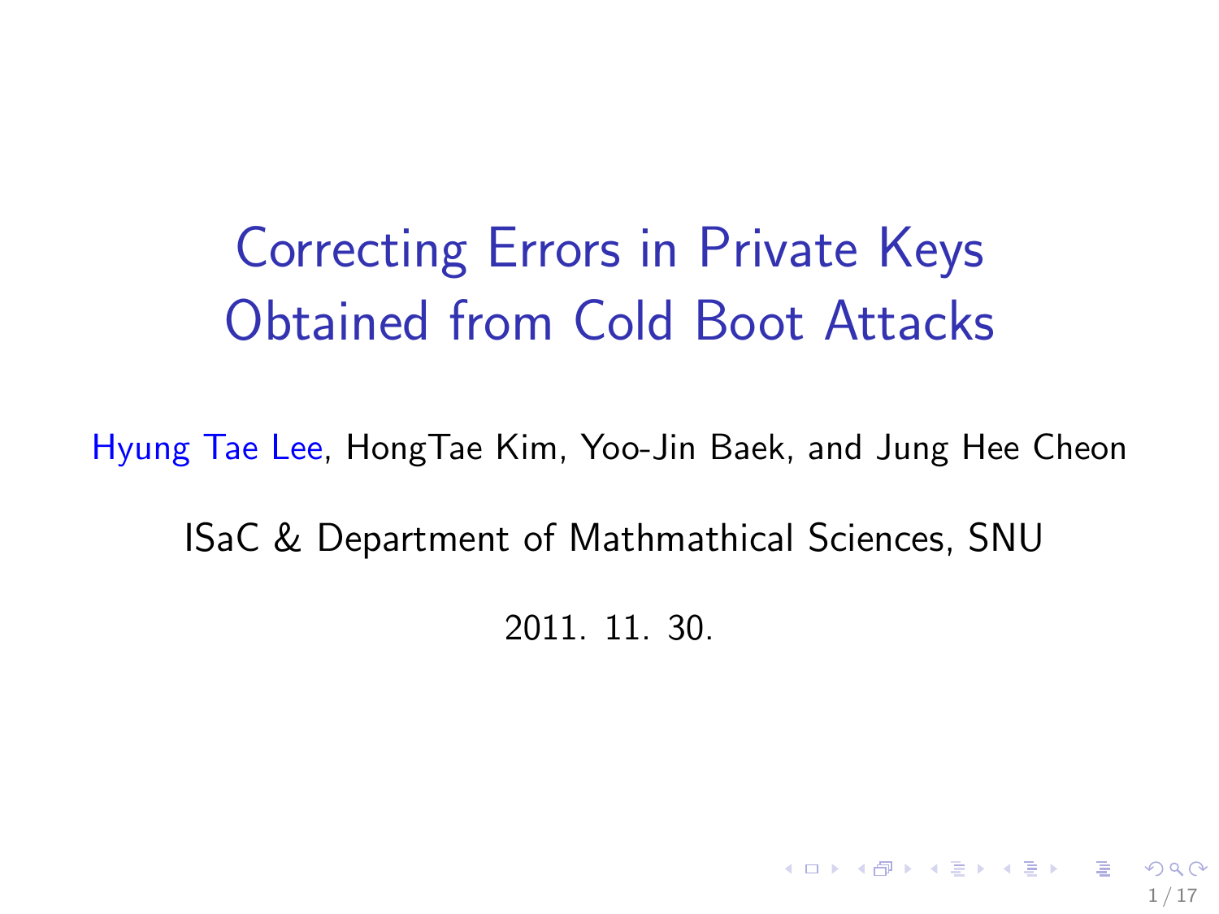# Correcting Errors in Private Keys Obtained from Cold Boot Attacks

Hyung Tae Lee, HongTae Kim, Yoo-Jin Baek, and Jung Hee Cheon

ISaC & Department of Mathmathical Sciences, SNU

2011. 11. 30.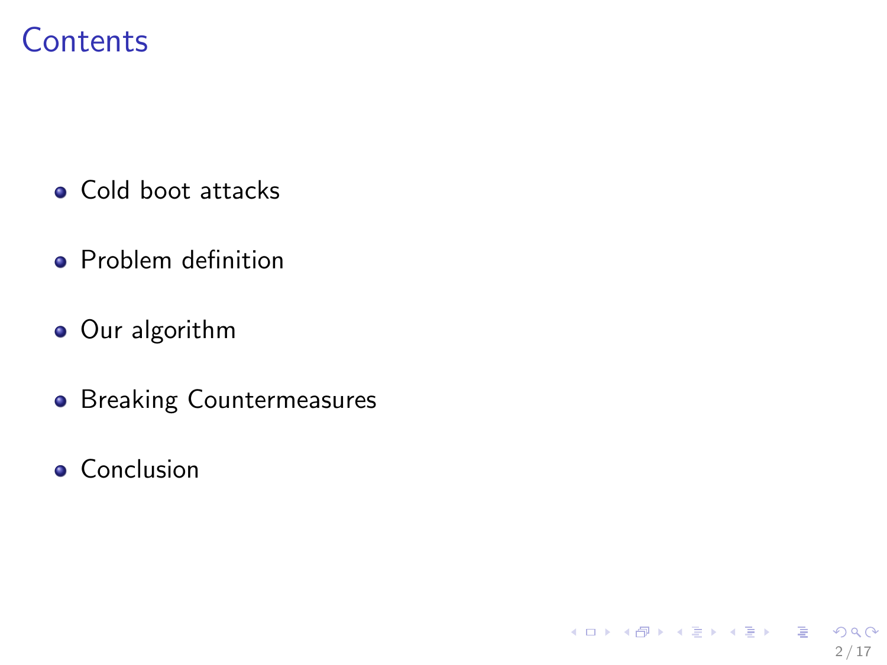# Contents

- Cold boot attacks
- Problem definition
- Our algorithm
- Breaking Countermeasures
- Conclusion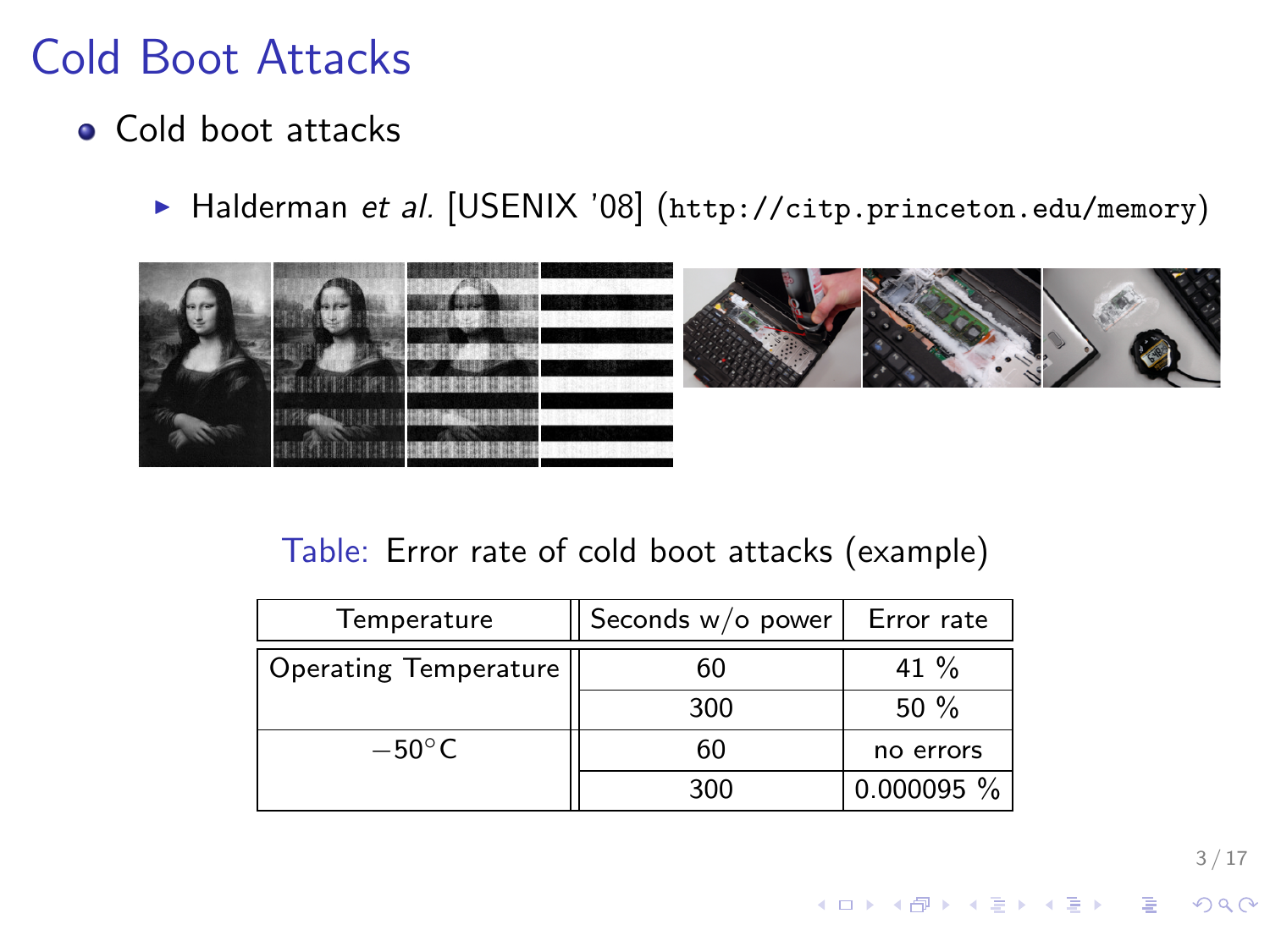# Cold Boot Attacks

- Cold boot attacks
  - Halderman *et al.* [USENIX '08] (`http://citp.princeton.edu/memory`)

Table: Error rate of cold boot attacks (example)

| Temperature | Seconds w/o power | Error rate |
|---|---|---|
| Operating Temperature | 60 | 41 % |
| | 300 | 50 % |
| $-50^{\circ}$C | 60 | no errors |
| | 300 | 0.000095 % |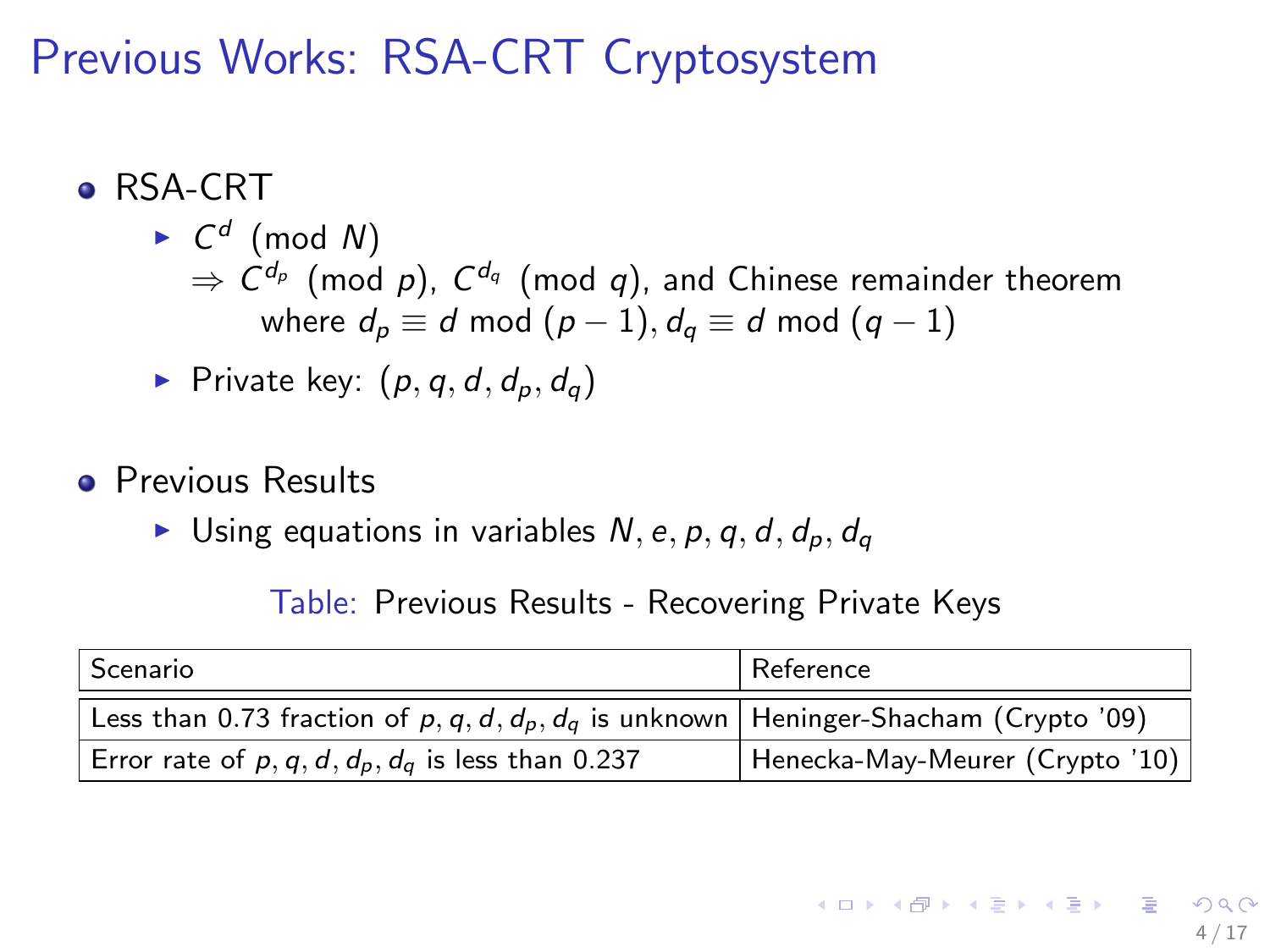# Previous Works: RSA-CRT Cryptosystem

- RSA-CRT
  - $C^d \pmod{N}$
    $\Rightarrow C^{d_p} \pmod{p}$, $C^{d_q} \pmod{q}$, and Chinese remainder theorem
    where $d_p \equiv d \bmod (p-1), d_q \equiv d \bmod (q-1)$
  - Private key: $(p, q, d, d_p, d_q)$

- Previous Results
  - Using equations in variables $N, e, p, q, d, d_p, d_q$

Table: Previous Results - Recovering Private Keys

| Scenario | Reference |
|---|---|
| Less than 0.73 fraction of $p, q, d, d_p, d_q$ is unknown | Heninger-Shacham (Crypto '09) |
| Error rate of $p, q, d, d_p, d_q$ is less than 0.237 | Henecka-May-Meurer (Crypto '10) |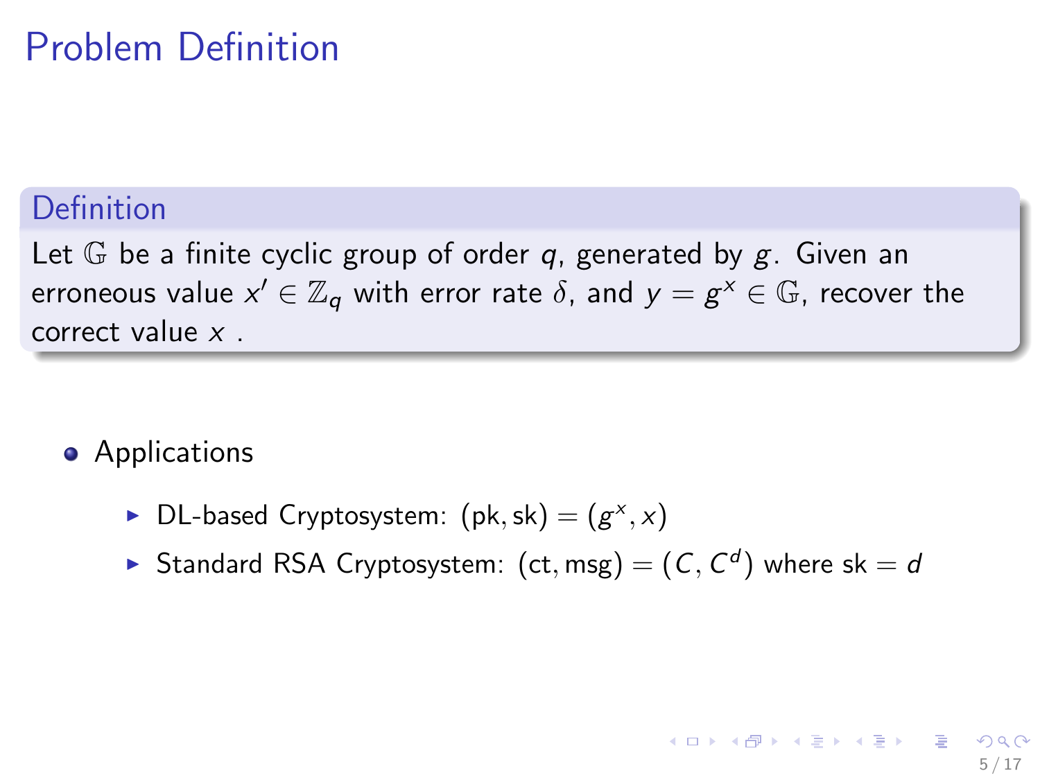# Problem Definition

**Definition**

Let $\mathbb{G}$ be a finite cyclic group of order $q$, generated by $g$. Given an erroneous value $x' \in \mathbb{Z}_q$ with error rate $\delta$, and $y = g^x \in \mathbb{G}$, recover the correct value $x$ .

- Applications
  - DL-based Cryptosystem: $(\mathsf{pk}, \mathsf{sk}) = (g^x, x)$
  - Standard RSA Cryptosystem: $(\mathsf{ct}, \mathsf{msg}) = (C, C^d)$ where $\mathsf{sk} = d$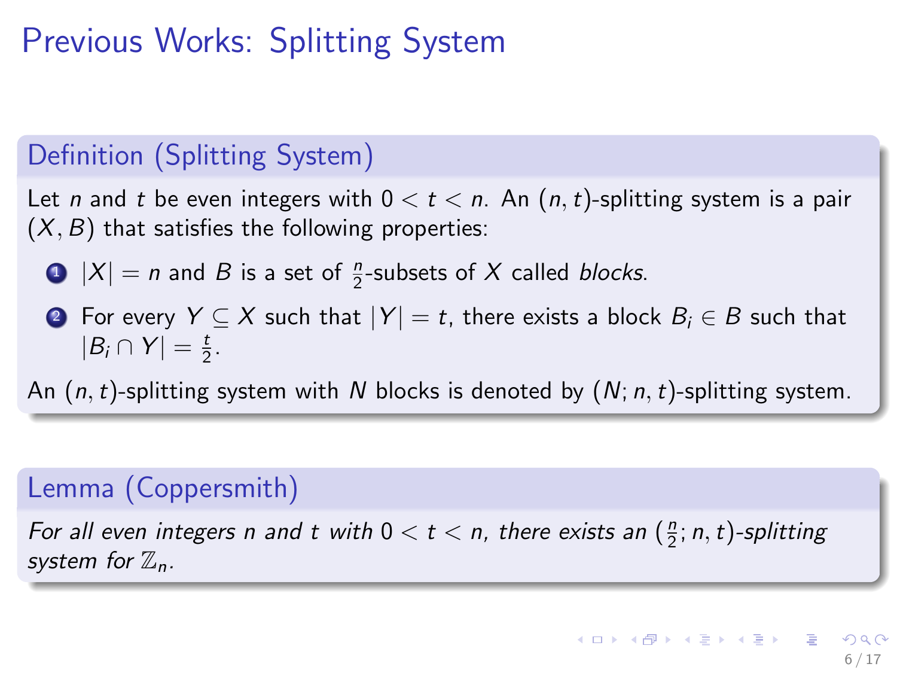# Previous Works: Splitting System

**Definition (Splitting System)**

Let $n$ and $t$ be even integers with $0 < t < n$. An $(n, t)$-splitting system is a pair $(X, B)$ that satisfies the following properties:

1. $|X| = n$ and $B$ is a set of $\frac{n}{2}$-subsets of $X$ called *blocks*.
2. For every $Y \subseteq X$ such that $|Y| = t$, there exists a block $B_i \in B$ such that $|B_i \cap Y| = \frac{t}{2}$.

An $(n, t)$-splitting system with $N$ blocks is denoted by $(N; n, t)$-splitting system.

**Lemma (Coppersmith)**

*For all even integers $n$ and $t$ with $0 < t < n$, there exists an $(\frac{n}{2}; n, t)$-splitting system for $\mathbb{Z}_n$.*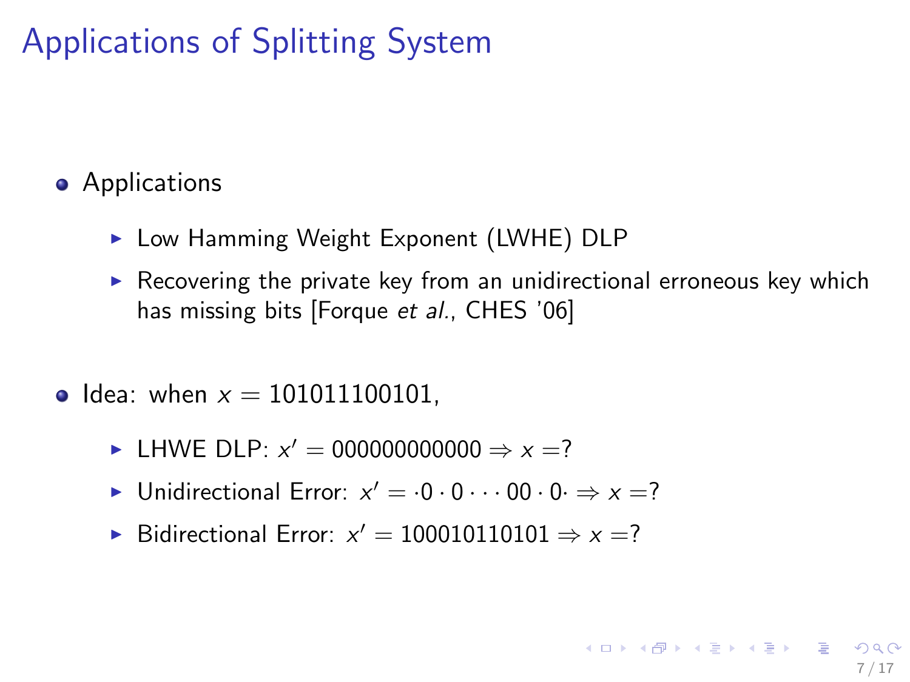# Applications of Splitting System

- Applications
  - Low Hamming Weight Exponent (LWHE) DLP
  - Recovering the private key from an unidirectional erroneous key which has missing bits [Forque *et al.*, CHES '06]

- Idea: when $x = 101011100101$,
  - LHWE DLP: $x' = 000000000000 \Rightarrow x =?$
  - Unidirectional Error: $x' = \cdot 0 \cdot 0 \cdot \cdot \cdot 00 \cdot 0 \cdot \Rightarrow x =?$
  - Bidirectional Error: $x' = 100010110101 \Rightarrow x =?$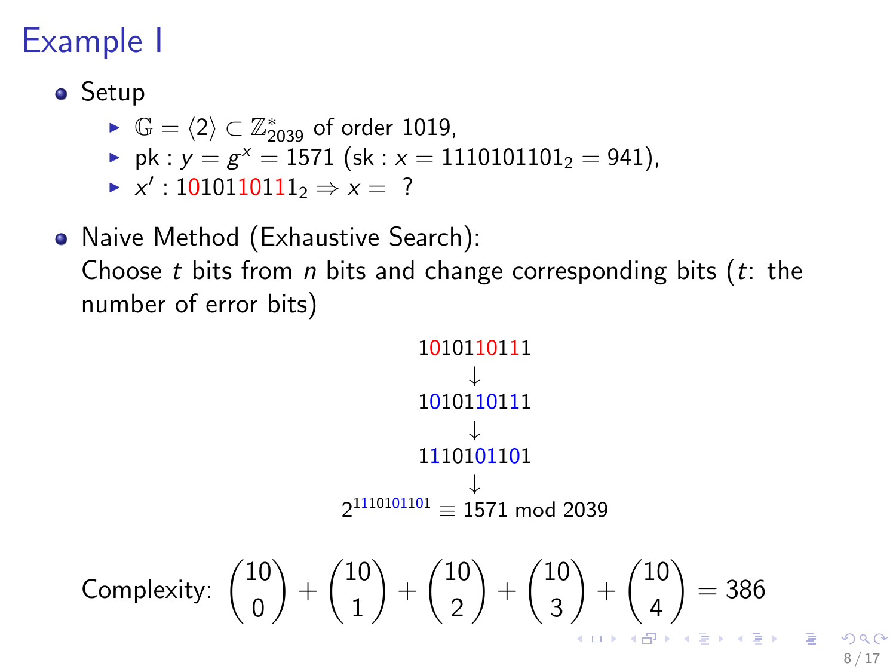# Example I

- Setup
  - $\mathbb{G} = \langle 2 \rangle \subset \mathbb{Z}^*_{2039}$ of order 1019,
  - pk : $y = g^x = 1571$ (sk : $x = 1110101101_2 = 941$),
  - $x'$ : $1010110111_2 \Rightarrow x =$ ?

- Naive Method (Exhaustive Search):
  Choose $t$ bits from $n$ bits and change corresponding bits ($t$: the number of error bits)

$$1010110111$$
$$\downarrow$$
$$1010110111$$
$$\downarrow$$
$$1110101101$$
$$\downarrow$$
$$2^{1110101101} \equiv 1571 \bmod 2039$$

Complexity: $\binom{10}{0} + \binom{10}{1} + \binom{10}{2} + \binom{10}{3} + \binom{10}{4} = 386$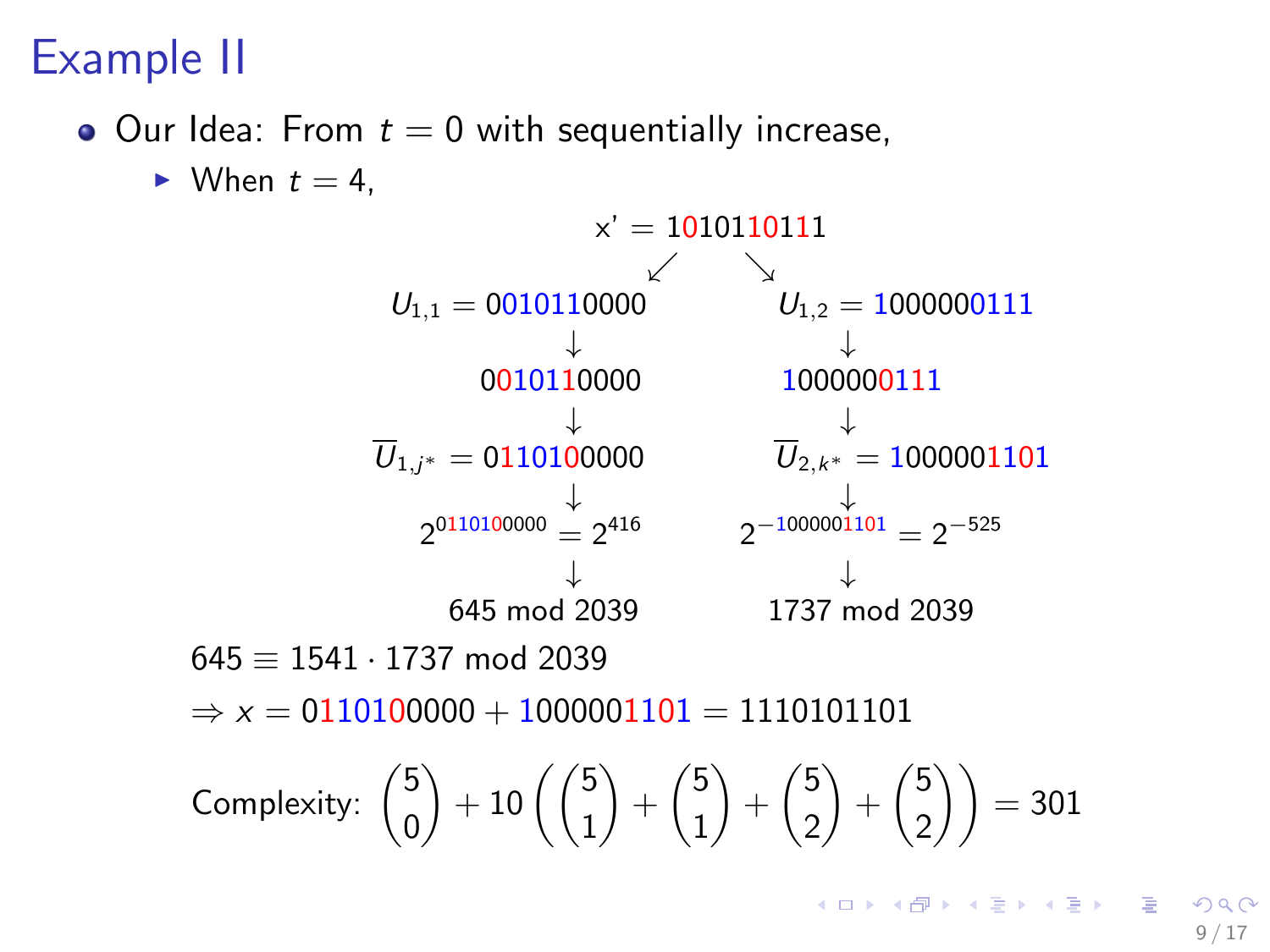# Example II

- Our Idea: From $t = 0$ with sequentially increase,
  - When $t = 4$,

$$x' = 1010110111$$

$$U_{1,1} = 0010110000 \qquad U_{1,2} = 1000000111$$

$$\downarrow \qquad\qquad \downarrow$$

$$0010110000 \qquad 1000000111$$

$$\downarrow \qquad\qquad \downarrow$$

$$\overline{U}_{1,j^*} = 0110100000 \qquad \overline{U}_{2,k^*} = 1000001101$$

$$\downarrow \qquad\qquad \downarrow$$

$$2^{0110100000} = 2^{416} \qquad 2^{-1000001101} = 2^{-525}$$

$$\downarrow \qquad\qquad \downarrow$$

$$645 \bmod 2039 \qquad 1737 \bmod 2039$$

$645 \equiv 1541 \cdot 1737 \bmod 2039$

$\Rightarrow x = 0110100000 + 1000001101 = 1110101101$

Complexity: $\binom{5}{0} + 10\left(\binom{5}{1} + \binom{5}{1} + \binom{5}{2} + \binom{5}{2}\right) = 301$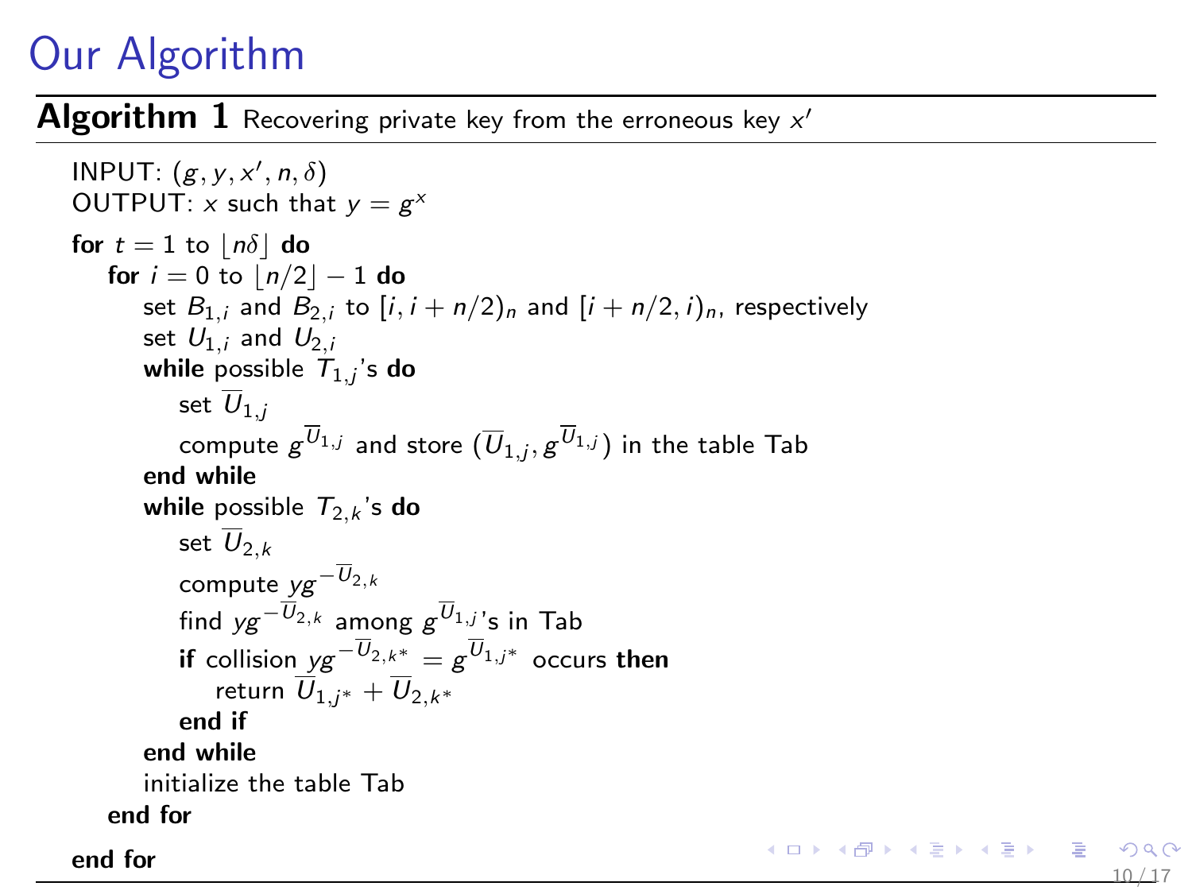# Our Algorithm

**Algorithm 1** Recovering private key from the erroneous key $x'$

INPUT: $(g, y, x', n, \delta)$
OUTPUT: $x$ such that $y = g^x$

**for** $t = 1$ to $\lfloor n\delta \rfloor$ **do**
  **for** $i = 0$ to $\lfloor n/2 \rfloor - 1$ **do**
    set $B_{1,i}$ and $B_{2,i}$ to $[i, i + n/2)_n$ and $[i + n/2, i)_n$, respectively
    set $U_{1,i}$ and $U_{2,i}$
    **while** possible $T_{1,j}$'s **do**
      set $\overline{U}_{1,j}$
      compute $g^{\overline{U}_{1,j}}$ and store $(\overline{U}_{1,j}, g^{\overline{U}_{1,j}})$ in the table Tab
    **end while**
    **while** possible $T_{2,k}$'s **do**
      set $\overline{U}_{2,k}$
      compute $yg^{-\overline{U}_{2,k}}$
      find $yg^{-\overline{U}_{2,k}}$ among $g^{\overline{U}_{1,j}}$'s in Tab
      **if** collision $yg^{-\overline{U}_{2,k^*}} = g^{\overline{U}_{1,j^*}}$ occurs **then**
        return $\overline{U}_{1,j^*} + \overline{U}_{2,k^*}$
      **end if**
    **end while**
    initialize the table Tab
  **end for**
**end for**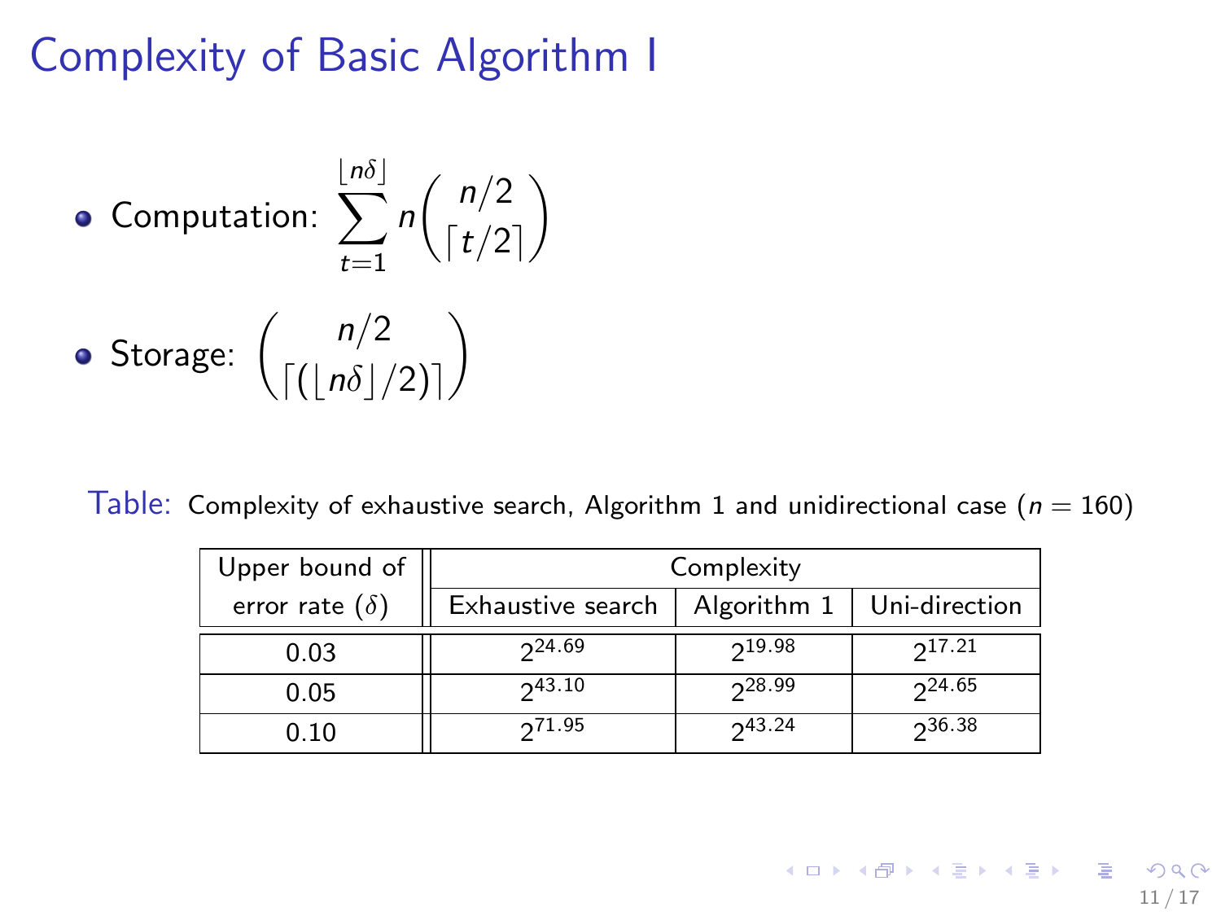# Complexity of Basic Algorithm I

- Computation: $\sum_{t=1}^{\lfloor n\delta \rfloor} n \binom{n/2}{\lceil t/2 \rceil}$
- Storage: $\binom{n/2}{\lceil (\lfloor n\delta \rfloor / 2) \rceil}$

Table: Complexity of exhaustive search, Algorithm 1 and unidirectional case ($n = 160$)

| Upper bound of error rate ($\delta$) | Complexity | | |
|---|---|---|---|
| | Exhaustive search | Algorithm 1 | Uni-direction |
| 0.03 | $2^{24.69}$ | $2^{19.98}$ | $2^{17.21}$ |
| 0.05 | $2^{43.10}$ | $2^{28.99}$ | $2^{24.65}$ |
| 0.10 | $2^{71.95}$ | $2^{43.24}$ | $2^{36.38}$ |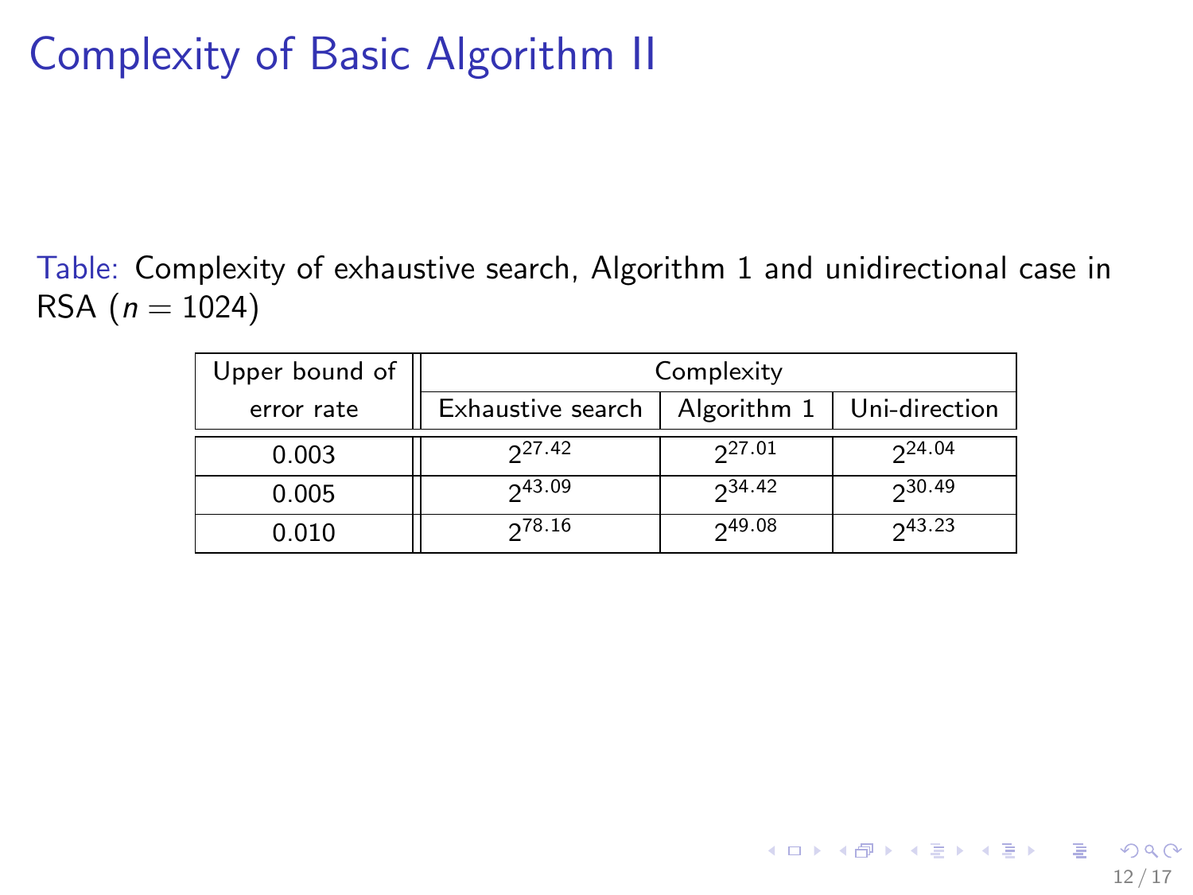# Complexity of Basic Algorithm II

Table: Complexity of exhaustive search, Algorithm 1 and unidirectional case in RSA ($n = 1024$)

| Upper bound of error rate | Complexity | | |
|---|---|---|---|
| | Exhaustive search | Algorithm 1 | Uni-direction |
| 0.003 | $2^{27.42}$ | $2^{27.01}$ | $2^{24.04}$ |
| 0.005 | $2^{43.09}$ | $2^{34.42}$ | $2^{30.49}$ |
| 0.010 | $2^{78.16}$ | $2^{49.08}$ | $2^{43.23}$ |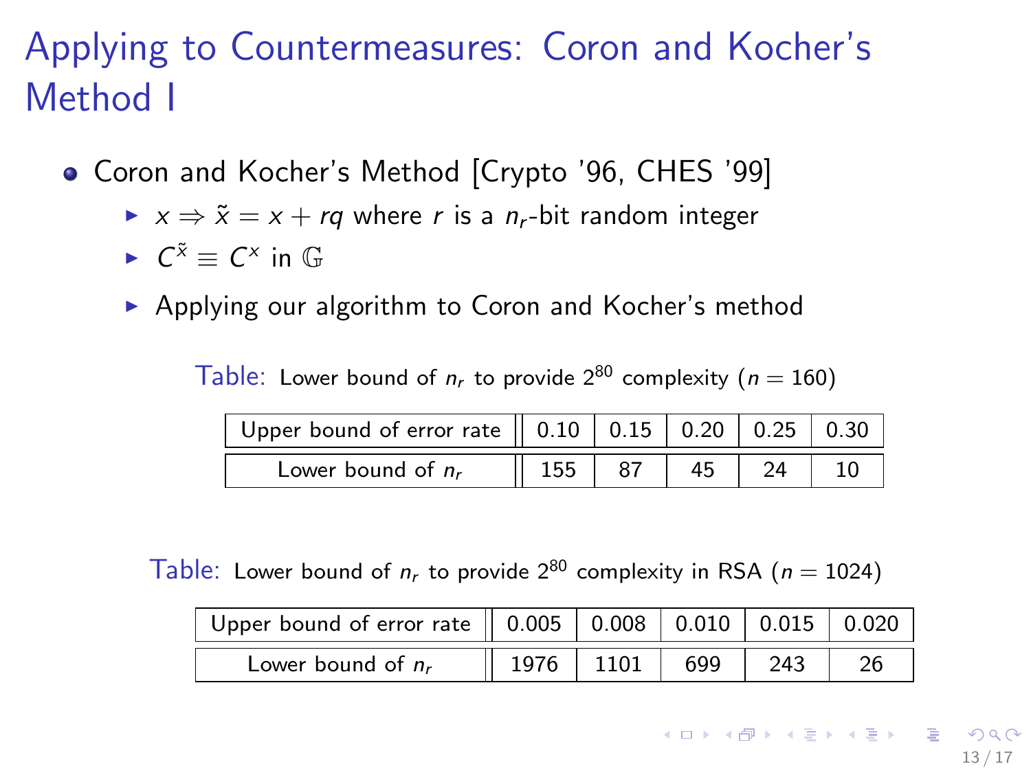# Applying to Countermeasures: Coron and Kocher's Method I

- Coron and Kocher's Method [Crypto '96, CHES '99]
  - $x \Rightarrow \tilde{x} = x + rq$ where $r$ is a $n_r$-bit random integer
  - $C^{\tilde{x}} \equiv C^x$ in $\mathbb{G}$
  - Applying our algorithm to Coron and Kocher's method

Table: Lower bound of $n_r$ to provide $2^{80}$ complexity ($n = 160$)

| Upper bound of error rate | 0.10 | 0.15 | 0.20 | 0.25 | 0.30 |
|---|---|---|---|---|---|
| Lower bound of $n_r$ | 155 | 87 | 45 | 24 | 10 |

Table: Lower bound of $n_r$ to provide $2^{80}$ complexity in RSA ($n = 1024$)

| Upper bound of error rate | 0.005 | 0.008 | 0.010 | 0.015 | 0.020 |
|---|---|---|---|---|---|
| Lower bound of $n_r$ | 1976 | 1101 | 699 | 243 | 26 |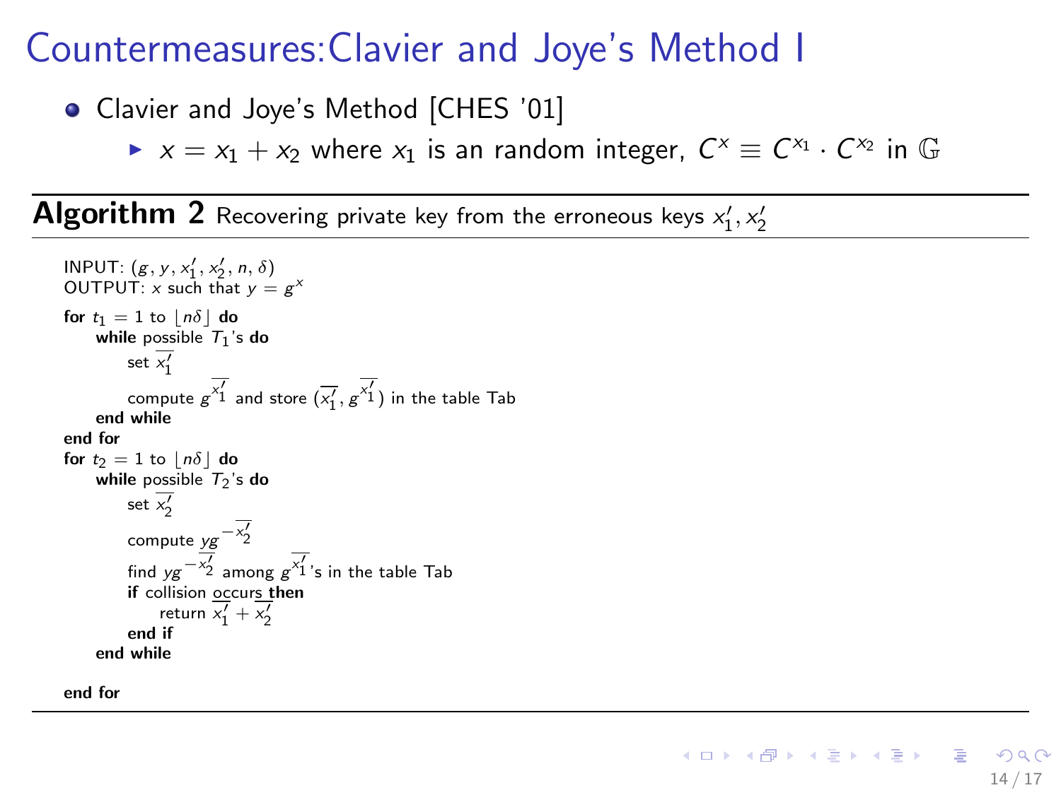# Countermeasures:Clavier and Joye's Method I

- Clavier and Joye's Method [CHES '01]
  - $x = x_1 + x_2$ where $x_1$ is an random integer, $C^x \equiv C^{x_1} \cdot C^{x_2}$ in $\mathbb{G}$

**Algorithm 2** Recovering private key from the erroneous keys $x_1', x_2'$

INPUT: $(g, y, x_1', x_2', n, \delta)$
OUTPUT: $x$ such that $y = g^x$

**for** $t_1 = 1$ to $\lfloor n\delta \rfloor$ **do**
  **while** possible $T_1$'s **do**
    set $\overline{x_1'}$
    compute $g^{\overline{x_1'}}$ and store $(\overline{x_1'}, g^{\overline{x_1'}})$ in the table Tab
  **end while**
**end for**
**for** $t_2 = 1$ to $\lfloor n\delta \rfloor$ **do**
  **while** possible $T_2$'s **do**
    set $\overline{x_2'}$
    compute $yg^{-\overline{x_2'}}$
    find $yg^{-\overline{x_2'}}$ among $g^{\overline{x_1'}}$'s in the table Tab
    **if** collision occurs **then**
      return $\overline{x_1'} + \overline{x_2'}$
    **end if**
  **end while**
**end for**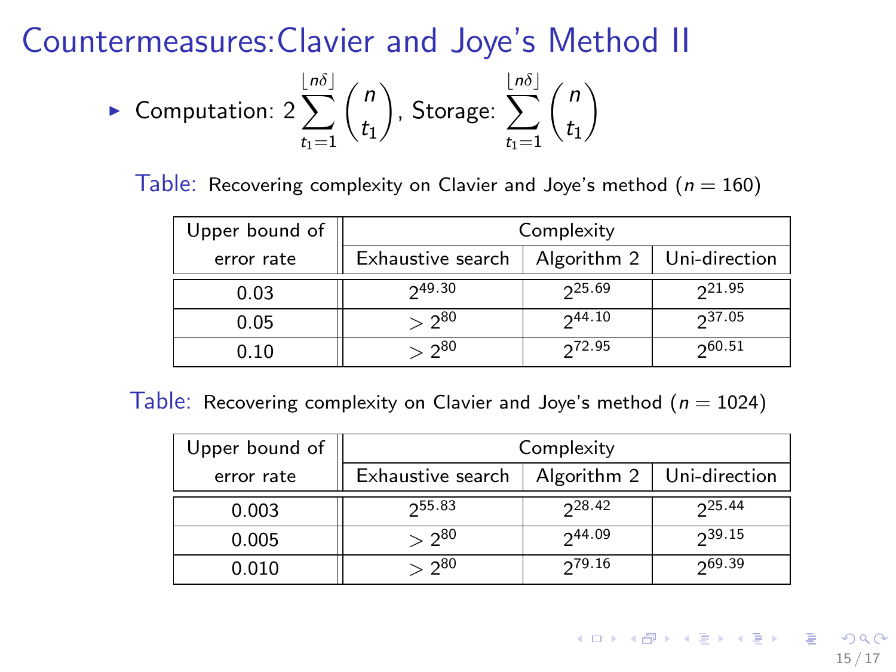# Countermeasures:Clavier and Joye's Method II

- Computation: $2\sum_{t_1=1}^{\lfloor n\delta \rfloor} \binom{n}{t_1}$, Storage: $\sum_{t_1=1}^{\lfloor n\delta \rfloor} \binom{n}{t_1}$

Table: Recovering complexity on Clavier and Joye's method ($n = 160$)

| Upper bound of error rate | Complexity | | |
|---|---|---|---|
| | Exhaustive search | Algorithm 2 | Uni-direction |
| 0.03 | $2^{49.30}$ | $2^{25.69}$ | $2^{21.95}$ |
| 0.05 | $> 2^{80}$ | $2^{44.10}$ | $2^{37.05}$ |
| 0.10 | $> 2^{80}$ | $2^{72.95}$ | $2^{60.51}$ |

Table: Recovering complexity on Clavier and Joye's method ($n = 1024$)

| Upper bound of error rate | Complexity | | |
|---|---|---|---|
| | Exhaustive search | Algorithm 2 | Uni-direction |
| 0.003 | $2^{55.83}$ | $2^{28.42}$ | $2^{25.44}$ |
| 0.005 | $> 2^{80}$ | $2^{44.09}$ | $2^{39.15}$ |
| 0.010 | $> 2^{80}$ | $2^{79.16}$ | $2^{69.39}$ |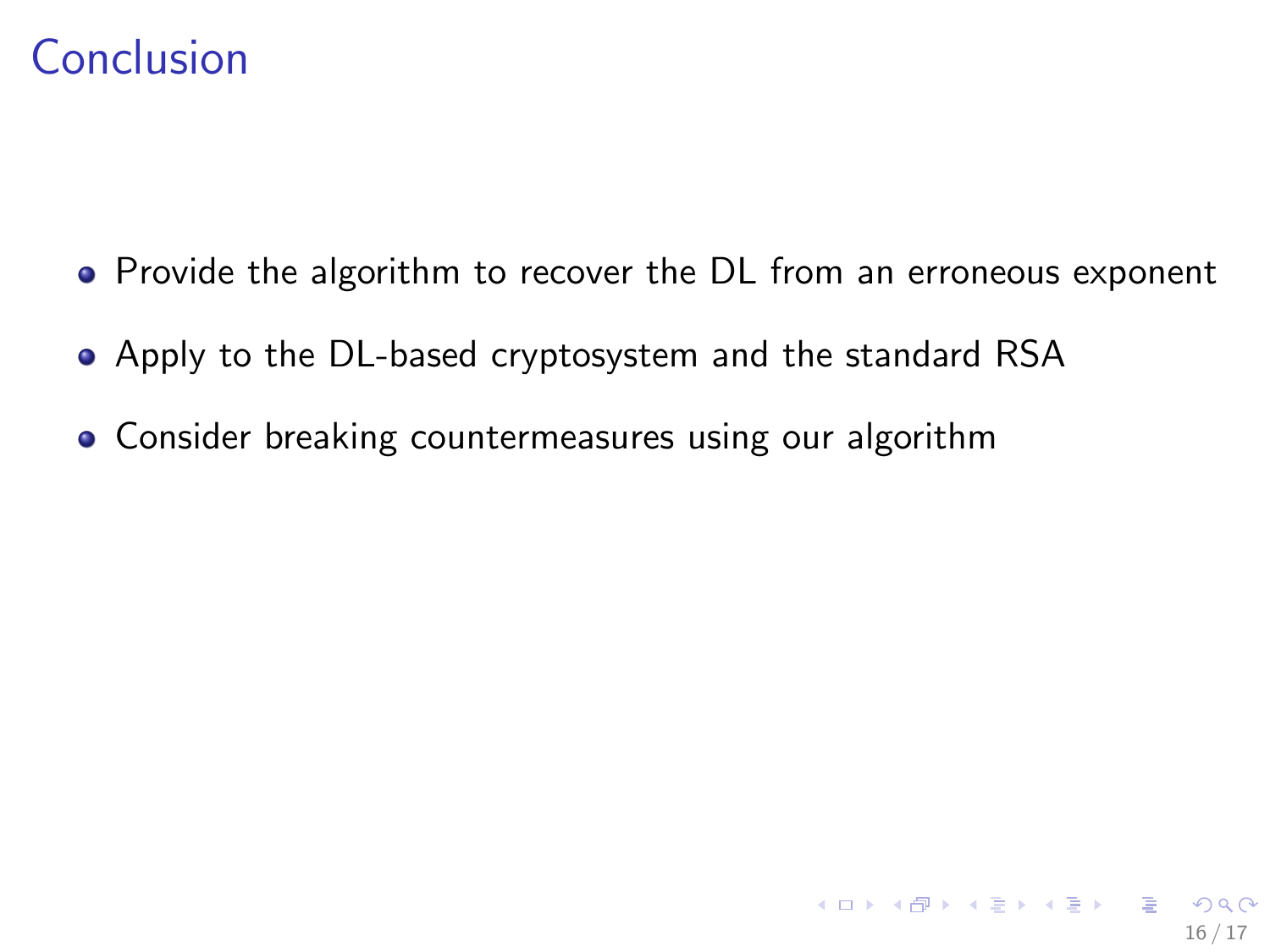# Conclusion

- Provide the algorithm to recover the DL from an erroneous exponent
- Apply to the DL-based cryptosystem and the standard RSA
- Consider breaking countermeasures using our algorithm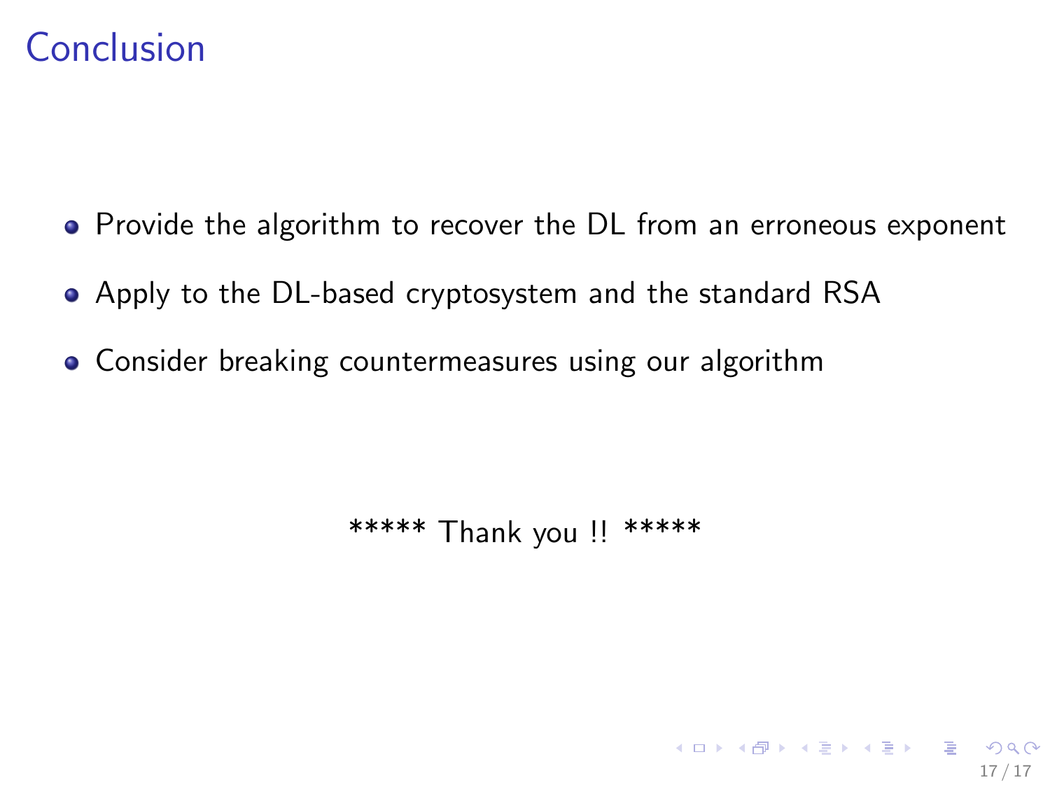# Conclusion

- Provide the algorithm to recover the DL from an erroneous exponent
- Apply to the DL-based cryptosystem and the standard RSA
- Consider breaking countermeasures using our algorithm

***** Thank you !! *****